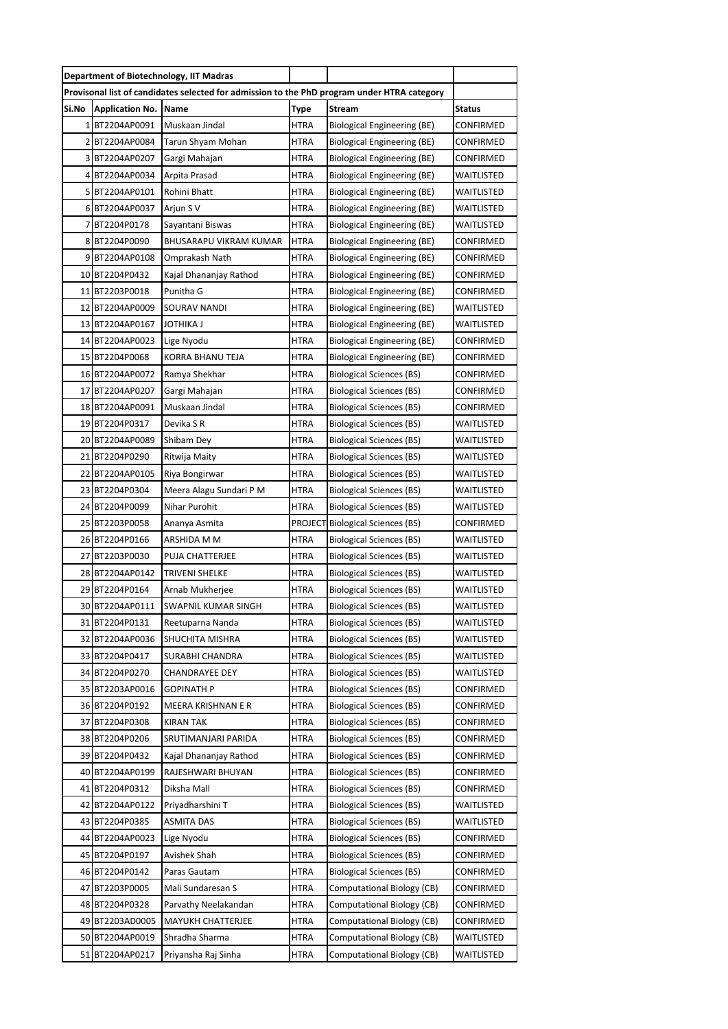| Department of Biotechnology, IIT Madras | | | | | |
|---|---|---|---|---|---|
| Provisonal list of candidates selected for admission to the PhD program under HTRA category | | | | | |
| Si.No | Application No. | Name | Type | Stream | Status |
| 1 | BT2204AP0091 | Muskaan Jindal | HTRA | Biological Engineering (BE) | CONFIRMED |
| 2 | BT2204AP0084 | Tarun Shyam Mohan | HTRA | Biological Engineering (BE) | CONFIRMED |
| 3 | BT2204AP0207 | Gargi Mahajan | HTRA | Biological Engineering (BE) | CONFIRMED |
| 4 | BT2204AP0034 | Arpita Prasad | HTRA | Biological Engineering (BE) | WAITLISTED |
| 5 | BT2204AP0101 | Rohini Bhatt | HTRA | Biological Engineering (BE) | WAITLISTED |
| 6 | BT2204AP0037 | Arjun S V | HTRA | Biological Engineering (BE) | WAITLISTED |
| 7 | BT2204P0178 | Sayantani Biswas | HTRA | Biological Engineering (BE) | WAITLISTED |
| 8 | BT2204P0090 | BHUSARAPU VIKRAM KUMAR | HTRA | Biological Engineering (BE) | CONFIRMED |
| 9 | BT2204AP0108 | Omprakash Nath | HTRA | Biological Engineering (BE) | CONFIRMED |
| 10 | BT2204P0432 | Kajal Dhananjay Rathod | HTRA | Biological Engineering (BE) | CONFIRMED |
| 11 | BT2203P0018 | Punitha G | HTRA | Biological Engineering (BE) | CONFIRMED |
| 12 | BT2204AP0009 | SOURAV NANDI | HTRA | Biological Engineering (BE) | WAITLISTED |
| 13 | BT2204AP0167 | JOTHIKA J | HTRA | Biological Engineering (BE) | WAITLISTED |
| 14 | BT2204AP0023 | Lige Nyodu | HTRA | Biological Engineering (BE) | CONFIRMED |
| 15 | BT2204P0068 | KORRA BHANU TEJA | HTRA | Biological Engineering (BE) | CONFIRMED |
| 16 | BT2204AP0072 | Ramya Shekhar | HTRA | Biological Sciences (BS) | CONFIRMED |
| 17 | BT2204AP0207 | Gargi Mahajan | HTRA | Biological Sciences (BS) | CONFIRMED |
| 18 | BT2204AP0091 | Muskaan Jindal | HTRA | Biological Sciences (BS) | CONFIRMED |
| 19 | BT2204P0317 | Devika S R | HTRA | Biological Sciences (BS) | WAITLISTED |
| 20 | BT2204AP0089 | Shibam Dey | HTRA | Biological Sciences (BS) | WAITLISTED |
| 21 | BT2204P0290 | Ritwija Maity | HTRA | Biological Sciences (BS) | WAITLISTED |
| 22 | BT2204AP0105 | Riya Bongirwar | HTRA | Biological Sciences (BS) | WAITLISTED |
| 23 | BT2204P0304 | Meera Alagu Sundari P M | HTRA | Biological Sciences (BS) | WAITLISTED |
| 24 | BT2204P0099 | Nihar Purohit | HTRA | Biological Sciences (BS) | WAITLISTED |
| 25 | BT2203P0058 | Ananya Asmita | PROJECT | Biological Sciences (BS) | CONFIRMED |
| 26 | BT2204P0166 | ARSHIDA M M | HTRA | Biological Sciences (BS) | WAITLISTED |
| 27 | BT2203P0030 | PUJA CHATTERJEE | HTRA | Biological Sciences (BS) | WAITLISTED |
| 28 | BT2204AP0142 | TRIVENI SHELKE | HTRA | Biological Sciences (BS) | WAITLISTED |
| 29 | BT2204P0164 | Arnab Mukherjee | HTRA | Biological Sciences (BS) | WAITLISTED |
| 30 | BT2204AP0111 | SWAPNIL KUMAR SINGH | HTRA | Biological Sciences (BS) | WAITLISTED |
| 31 | BT2204P0131 | Reetuparna Nanda | HTRA | Biological Sciences (BS) | WAITLISTED |
| 32 | BT2204AP0036 | SHUCHITA MISHRA | HTRA | Biological Sciences (BS) | WAITLISTED |
| 33 | BT2204P0417 | SURABHI CHANDRA | HTRA | Biological Sciences (BS) | WAITLISTED |
| 34 | BT2204P0270 | CHANDRAYEE DEY | HTRA | Biological Sciences (BS) | WAITLISTED |
| 35 | BT2203AP0016 | GOPINATH P | HTRA | Biological Sciences (BS) | CONFIRMED |
| 36 | BT2204P0192 | MEERA KRISHNAN E R | HTRA | Biological Sciences (BS) | CONFIRMED |
| 37 | BT2204P0308 | KIRAN TAK | HTRA | Biological Sciences (BS) | CONFIRMED |
| 38 | BT2204P0206 | SRUTIMANJARI PARIDA | HTRA | Biological Sciences (BS) | CONFIRMED |
| 39 | BT2204P0432 | Kajal Dhananjay Rathod | HTRA | Biological Sciences (BS) | CONFIRMED |
| 40 | BT2204AP0199 | RAJESHWARI BHUYAN | HTRA | Biological Sciences (BS) | CONFIRMED |
| 41 | BT2204P0312 | Diksha Mall | HTRA | Biological Sciences (BS) | CONFIRMED |
| 42 | BT2204AP0122 | Priyadharshini T | HTRA | Biological Sciences (BS) | WAITLISTED |
| 43 | BT2204P0385 | ASMITA DAS | HTRA | Biological Sciences (BS) | WAITLISTED |
| 44 | BT2204AP0023 | Lige Nyodu | HTRA | Biological Sciences (BS) | CONFIRMED |
| 45 | BT2204P0197 | Avishek Shah | HTRA | Biological Sciences (BS) | CONFIRMED |
| 46 | BT2204P0142 | Paras Gautam | HTRA | Biological Sciences (BS) | CONFIRMED |
| 47 | BT2203P0005 | Mali Sundaresan S | HTRA | Computational Biology (CB) | CONFIRMED |
| 48 | BT2204P0328 | Parvathy Neelakandan | HTRA | Computational Biology (CB) | CONFIRMED |
| 49 | BT2203AD0005 | MAYUKH CHATTERJEE | HTRA | Computational Biology (CB) | CONFIRMED |
| 50 | BT2204AP0019 | Shradha Sharma | HTRA | Computational Biology (CB) | WAITLISTED |
| 51 | BT2204AP0217 | Priyansha Raj Sinha | HTRA | Computational Biology (CB) | WAITLISTED |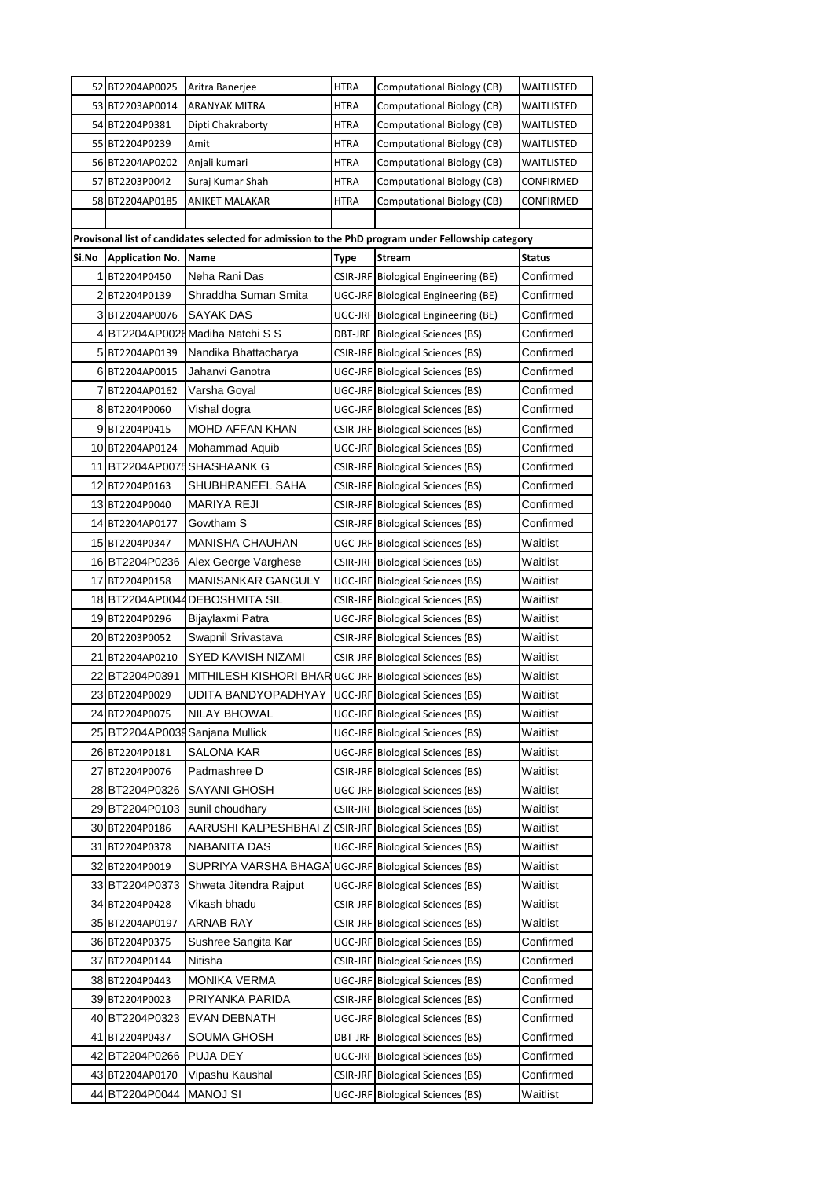| 52 | BT2204AP0025 | Aritra Banerjee | HTRA | Computational Biology (CB) | WAITLISTED |
|---|---|---|---|---|---|
| 53 | BT2203AP0014 | ARANYAK MITRA | HTRA | Computational Biology (CB) | WAITLISTED |
| 54 | BT2204P0381 | Dipti Chakraborty | HTRA | Computational Biology (CB) | WAITLISTED |
| 55 | BT2204P0239 | Amit | HTRA | Computational Biology (CB) | WAITLISTED |
| 56 | BT2204AP0202 | Anjali kumari | HTRA | Computational Biology (CB) | WAITLISTED |
| 57 | BT2203P0042 | Suraj Kumar Shah | HTRA | Computational Biology (CB) | CONFIRMED |
| 58 | BT2204AP0185 | ANIKET MALAKAR | HTRA | Computational Biology (CB) | CONFIRMED |

**Provisonal list of candidates selected for admission to the PhD program under Fellowship category**

| Si.No | Application No. | Name | Type | Stream | Status |
|---|---|---|---|---|---|
| 1 | BT2204P0450 | Neha Rani Das | CSIR-JRF | Biological Engineering (BE) | Confirmed |
| 2 | BT2204P0139 | Shraddha Suman Smita | UGC-JRF | Biological Engineering (BE) | Confirmed |
| 3 | BT2204AP0076 | SAYAK DAS | UGC-JRF | Biological Engineering (BE) | Confirmed |
| 4 | BT2204AP0026 | Madiha Natchi S S | DBT-JRF | Biological Sciences (BS) | Confirmed |
| 5 | BT2204AP0139 | Nandika Bhattacharya | CSIR-JRF | Biological Sciences (BS) | Confirmed |
| 6 | BT2204AP0015 | Jahanvi Ganotra | UGC-JRF | Biological Sciences (BS) | Confirmed |
| 7 | BT2204AP0162 | Varsha Goyal | UGC-JRF | Biological Sciences (BS) | Confirmed |
| 8 | BT2204P0060 | Vishal dogra | UGC-JRF | Biological Sciences (BS) | Confirmed |
| 9 | BT2204P0415 | MOHD AFFAN KHAN | CSIR-JRF | Biological Sciences (BS) | Confirmed |
| 10 | BT2204AP0124 | Mohammad Aquib | UGC-JRF | Biological Sciences (BS) | Confirmed |
| 11 | BT2204AP0075 | SHASHAANK G | CSIR-JRF | Biological Sciences (BS) | Confirmed |
| 12 | BT2204P0163 | SHUBHRANEEL SAHA | CSIR-JRF | Biological Sciences (BS) | Confirmed |
| 13 | BT2204P0040 | MARIYA REJI | CSIR-JRF | Biological Sciences (BS) | Confirmed |
| 14 | BT2204AP0177 | Gowtham S | CSIR-JRF | Biological Sciences (BS) | Confirmed |
| 15 | BT2204P0347 | MANISHA CHAUHAN | UGC-JRF | Biological Sciences (BS) | Waitlist |
| 16 | BT2204P0236 | Alex George Varghese | CSIR-JRF | Biological Sciences (BS) | Waitlist |
| 17 | BT2204P0158 | MANISANKAR GANGULY | UGC-JRF | Biological Sciences (BS) | Waitlist |
| 18 | BT2204AP0044 | DEBOSHMITA SIL | CSIR-JRF | Biological Sciences (BS) | Waitlist |
| 19 | BT2204P0296 | Bijaylaxmi Patra | UGC-JRF | Biological Sciences (BS) | Waitlist |
| 20 | BT2203P0052 | Swapnil Srivastava | CSIR-JRF | Biological Sciences (BS) | Waitlist |
| 21 | BT2204AP0210 | SYED KAVISH NIZAMI | CSIR-JRF | Biological Sciences (BS) | Waitlist |
| 22 | BT2204P0391 | MITHILESH KISHORI BHAR | UGC-JRF | Biological Sciences (BS) | Waitlist |
| 23 | BT2204P0029 | UDITA BANDYOPADHYAY | UGC-JRF | Biological Sciences (BS) | Waitlist |
| 24 | BT2204P0075 | NILAY BHOWAL | UGC-JRF | Biological Sciences (BS) | Waitlist |
| 25 | BT2204AP0039 | Sanjana Mullick | UGC-JRF | Biological Sciences (BS) | Waitlist |
| 26 | BT2204P0181 | SALONA KAR | UGC-JRF | Biological Sciences (BS) | Waitlist |
| 27 | BT2204P0076 | Padmashree D | CSIR-JRF | Biological Sciences (BS) | Waitlist |
| 28 | BT2204P0326 | SAYANI GHOSH | UGC-JRF | Biological Sciences (BS) | Waitlist |
| 29 | BT2204P0103 | sunil choudhary | CSIR-JRF | Biological Sciences (BS) | Waitlist |
| 30 | BT2204P0186 | AARUSHI KALPESHBHAI Z | CSIR-JRF | Biological Sciences (BS) | Waitlist |
| 31 | BT2204P0378 | NABANITA DAS | UGC-JRF | Biological Sciences (BS) | Waitlist |
| 32 | BT2204P0019 | SUPRIYA VARSHA BHAGA | UGC-JRF | Biological Sciences (BS) | Waitlist |
| 33 | BT2204P0373 | Shweta Jitendra Rajput | UGC-JRF | Biological Sciences (BS) | Waitlist |
| 34 | BT2204P0428 | Vikash bhadu | CSIR-JRF | Biological Sciences (BS) | Waitlist |
| 35 | BT2204AP0197 | ARNAB RAY | CSIR-JRF | Biological Sciences (BS) | Waitlist |
| 36 | BT2204P0375 | Sushree Sangita Kar | UGC-JRF | Biological Sciences (BS) | Confirmed |
| 37 | BT2204P0144 | Nitisha | CSIR-JRF | Biological Sciences (BS) | Confirmed |
| 38 | BT2204P0443 | MONIKA VERMA | UGC-JRF | Biological Sciences (BS) | Confirmed |
| 39 | BT2204P0023 | PRIYANKA PARIDA | CSIR-JRF | Biological Sciences (BS) | Confirmed |
| 40 | BT2204P0323 | EVAN DEBNATH | UGC-JRF | Biological Sciences (BS) | Confirmed |
| 41 | BT2204P0437 | SOUMA GHOSH | DBT-JRF | Biological Sciences (BS) | Confirmed |
| 42 | BT2204P0266 | PUJA DEY | UGC-JRF | Biological Sciences (BS) | Confirmed |
| 43 | BT2204AP0170 | Vipashu Kaushal | CSIR-JRF | Biological Sciences (BS) | Confirmed |
| 44 | BT2204P0044 | MANOJ SI | UGC-JRF | Biological Sciences (BS) | Waitlist |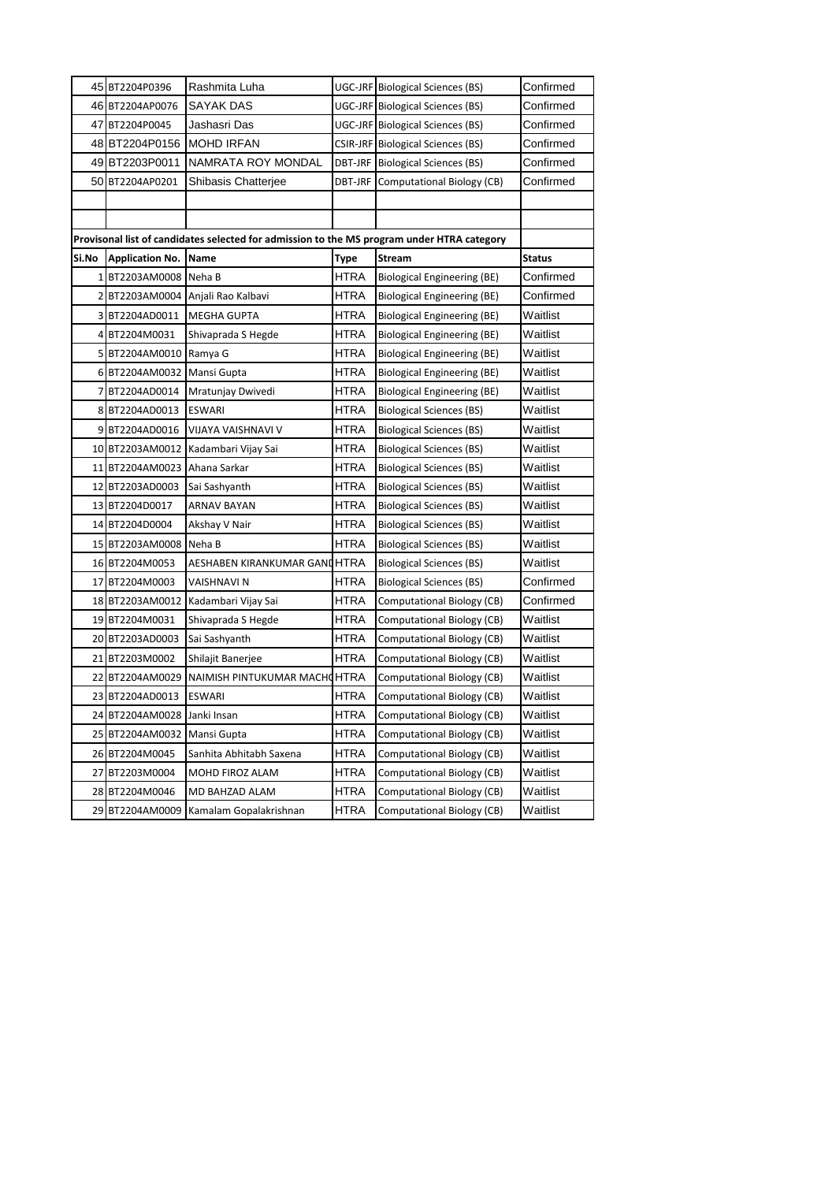| | | | | | |
|---|---|---|---|---|---|
| 45 | BT2204P0396 | Rashmita Luha | UGC-JRF | Biological Sciences (BS) | Confirmed |
| 46 | BT2204AP0076 | SAYAK DAS | UGC-JRF | Biological Sciences (BS) | Confirmed |
| 47 | BT2204P0045 | Jashasri Das | UGC-JRF | Biological Sciences (BS) | Confirmed |
| 48 | BT2204P0156 | MOHD IRFAN | CSIR-JRF | Biological Sciences (BS) | Confirmed |
| 49 | BT2203P0011 | NAMRATA ROY MONDAL | DBT-JRF | Biological Sciences (BS) | Confirmed |
| 50 | BT2204AP0201 | Shibasis Chatterjee | DBT-JRF | Computational Biology (CB) | Confirmed |

**Provisonal list of candidates selected for admission to the MS program under HTRA category**

| Si.No | Application No. | Name | Type | Stream | Status |
|---|---|---|---|---|---|
| 1 | BT2203AM0008 | Neha B | HTRA | Biological Engineering (BE) | Confirmed |
| 2 | BT2203AM0004 | Anjali Rao Kalbavi | HTRA | Biological Engineering (BE) | Confirmed |
| 3 | BT2204AD0011 | MEGHA GUPTA | HTRA | Biological Engineering (BE) | Waitlist |
| 4 | BT2204M0031 | Shivaprada S Hegde | HTRA | Biological Engineering (BE) | Waitlist |
| 5 | BT2204AM0010 | Ramya G | HTRA | Biological Engineering (BE) | Waitlist |
| 6 | BT2204AM0032 | Mansi Gupta | HTRA | Biological Engineering (BE) | Waitlist |
| 7 | BT2204AD0014 | Mratunjay Dwivedi | HTRA | Biological Engineering (BE) | Waitlist |
| 8 | BT2204AD0013 | ESWARI | HTRA | Biological Sciences (BS) | Waitlist |
| 9 | BT2204AD0016 | VIJAYA VAISHNAVI V | HTRA | Biological Sciences (BS) | Waitlist |
| 10 | BT2203AM0012 | Kadambari Vijay Sai | HTRA | Biological Sciences (BS) | Waitlist |
| 11 | BT2204AM0023 | Ahana Sarkar | HTRA | Biological Sciences (BS) | Waitlist |
| 12 | BT2203AD0003 | Sai Sashyanth | HTRA | Biological Sciences (BS) | Waitlist |
| 13 | BT2204D0017 | ARNAV BAYAN | HTRA | Biological Sciences (BS) | Waitlist |
| 14 | BT2204D0004 | Akshay V Nair | HTRA | Biological Sciences (BS) | Waitlist |
| 15 | BT2203AM0008 | Neha B | HTRA | Biological Sciences (BS) | Waitlist |
| 16 | BT2204M0053 | AESHABEN KIRANKUMAR GAND | HTRA | Biological Sciences (BS) | Waitlist |
| 17 | BT2204M0003 | VAISHNAVI N | HTRA | Biological Sciences (BS) | Confirmed |
| 18 | BT2203AM0012 | Kadambari Vijay Sai | HTRA | Computational Biology (CB) | Confirmed |
| 19 | BT2204M0031 | Shivaprada S Hegde | HTRA | Computational Biology (CB) | Waitlist |
| 20 | BT2203AD0003 | Sai Sashyanth | HTRA | Computational Biology (CB) | Waitlist |
| 21 | BT2203M0002 | Shilajit Banerjee | HTRA | Computational Biology (CB) | Waitlist |
| 22 | BT2204AM0029 | NAIMISH PINTUKUMAR MACHC | HTRA | Computational Biology (CB) | Waitlist |
| 23 | BT2204AD0013 | ESWARI | HTRA | Computational Biology (CB) | Waitlist |
| 24 | BT2204AM0028 | Janki Insan | HTRA | Computational Biology (CB) | Waitlist |
| 25 | BT2204AM0032 | Mansi Gupta | HTRA | Computational Biology (CB) | Waitlist |
| 26 | BT2204M0045 | Sanhita Abhitabh Saxena | HTRA | Computational Biology (CB) | Waitlist |
| 27 | BT2203M0004 | MOHD FIROZ ALAM | HTRA | Computational Biology (CB) | Waitlist |
| 28 | BT2204M0046 | MD BAHZAD ALAM | HTRA | Computational Biology (CB) | Waitlist |
| 29 | BT2204AM0009 | Kamalam Gopalakrishnan | HTRA | Computational Biology (CB) | Waitlist |